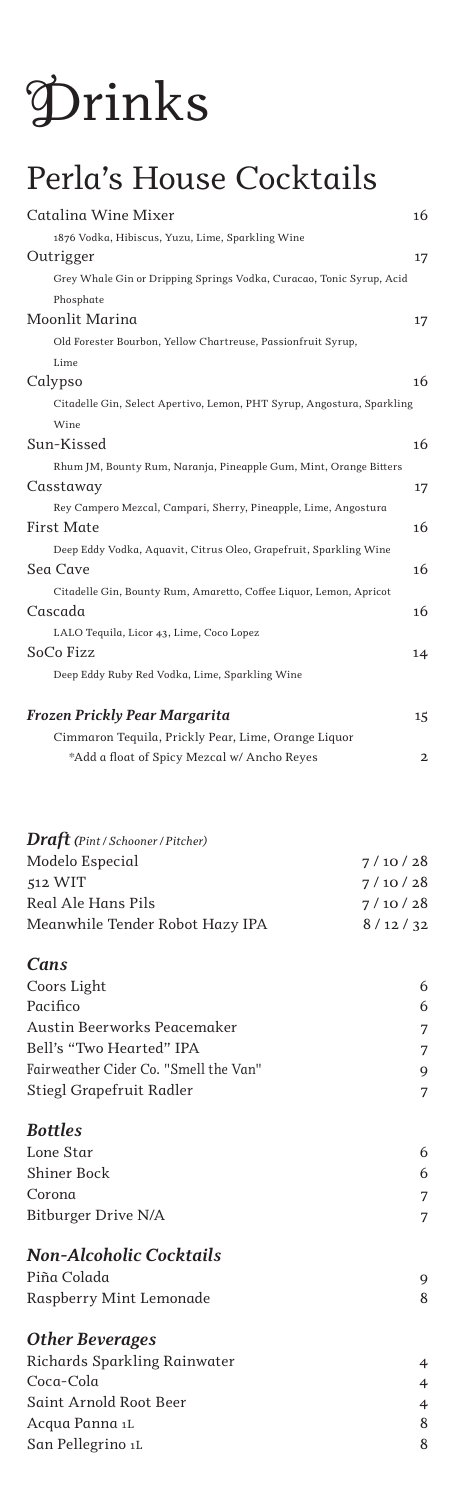# Drinks

## Perla's House Cocktails

**Catalina Wine Mixer** 16
1876 Vodka, Hibiscus, Yuzu, Lime, Sparkling Wine

**Outrigger** 17
Grey Whale Gin or Dripping Springs Vodka, Curacao, Tonic Syrup, Acid Phosphate

**Moonlit Marina** 17
Old Forester Bourbon, Yellow Chartreuse, Passionfruit Syrup, Lime

**Calypso** 16
Citadelle Gin, Select Apertivo, Lemon, PHT Syrup, Angostura, Sparkling Wine

**Sun-Kissed** 16
Rhum JM, Bounty Rum, Naranja, Pineapple Gum, Mint, Orange Bitters

**Casstaway** 17
Rey Campero Mezcal, Campari, Sherry, Pineapple, Lime, Angostura

**First Mate** 16
Deep Eddy Vodka, Aquavit, Citrus Oleo, Grapefruit, Sparkling Wine

**Sea Cave** 16
Citadelle Gin, Bounty Rum, Amaretto, Coffee Liquor, Lemon, Apricot

**Cascada** 16
LALO Tequila, Licor 43, Lime, Coco Lopez

**SoCo Fizz** 14
Deep Eddy Ruby Red Vodka, Lime, Sparkling Wine

***Frozen Prickly Pear Margarita*** 15
Cimmaron Tequila, Prickly Pear, Lime, Orange Liquor
*Add a float of Spicy Mezcal w/ Ancho Reyes 2

### *Draft* *(Pint / Schooner / Pitcher)*

| | |
|---|---|
| Modelo Especial | 7 / 10 / 28 |
| 512 WIT | 7 / 10 / 28 |
| Real Ale Hans Pils | 7 / 10 / 28 |
| Meanwhile Tender Robot Hazy IPA | 8 / 12 / 32 |

### *Cans*

| | |
|---|---|
| Coors Light | 6 |
| Pacifico | 6 |
| Austin Beerworks Peacemaker | 7 |
| Bell's "Two Hearted" IPA | 7 |
| Fairweather Cider Co. "Smell the Van" | 9 |
| Stiegl Grapefruit Radler | 7 |

### *Bottles*

| | |
|---|---|
| Lone Star | 6 |
| Shiner Bock | 6 |
| Corona | 7 |
| Bitburger Drive N/A | 7 |

### *Non-Alcoholic Cocktails*

| | |
|---|---|
| Piña Colada | 9 |
| Raspberry Mint Lemonade | 8 |

### *Other Beverages*

| | |
|---|---|
| Richards Sparkling Rainwater | 4 |
| Coca-Cola | 4 |
| Saint Arnold Root Beer | 4 |
| Acqua Panna 1L | 8 |
| San Pellegrino 1L | 8 |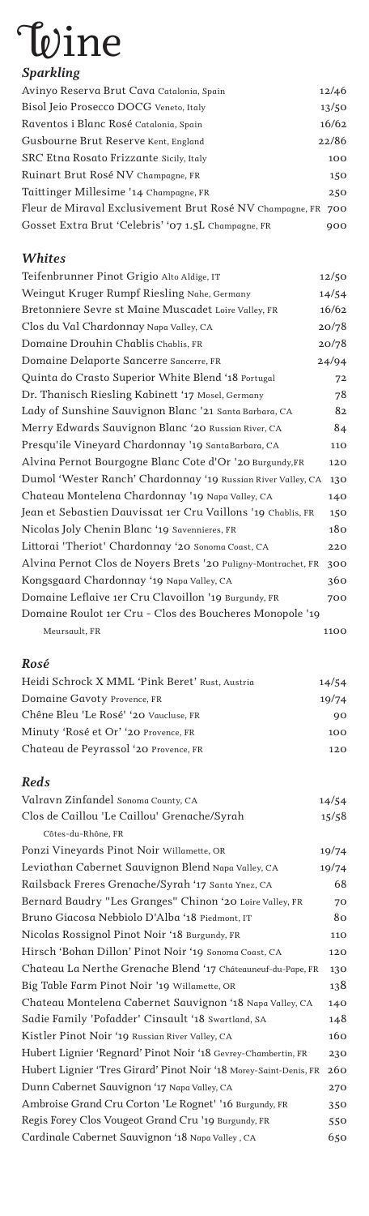# Wine

## *Sparkling*

| | |
|---|---|
| Avinyo Reserva Brut Cava Catalonia, Spain | 12/46 |
| Bisol Jeio Prosecco DOCG Veneto, Italy | 13/50 |
| Raventos i Blanc Rosé Catalonia, Spain | 16/62 |
| Gusbourne Brut Reserve Kent, England | 22/86 |
| SRC Etna Rosato Frizzante Sicily, Italy | 100 |
| Ruinart Brut Rosé NV Champagne, FR | 150 |
| Taittinger Millesime '14 Champagne, FR | 250 |
| Fleur de Miraval Exclusivement Brut Rosé NV Champagne, FR | 700 |
| Gosset Extra Brut 'Celebris' '07 1.5L Champagne, FR | 900 |

## *Whites*

| | |
|---|---|
| Teifenbrunner Pinot Grigio Alto Aldige, IT | 12/50 |
| Weingut Kruger Rumpf Riesling Nahe, Germany | 14/54 |
| Bretonniere Sevre st Maine Muscadet Loire Valley, FR | 16/62 |
| Clos du Val Chardonnay Napa Valley, CA | 20/78 |
| Domaine Drouhin Chablis Chablis, FR | 20/78 |
| Domaine Delaporte Sancerre Sancerre, FR | 24/94 |
| Quinta do Crasto Superior White Blend '18 Portugal | 72 |
| Dr. Thanisch Riesling Kabinett '17 Mosel, Germany | 78 |
| Lady of Sunshine Sauvignon Blanc '21 Santa Barbara, CA | 82 |
| Merry Edwards Sauvignon Blanc '20 Russian River, CA | 84 |
| Presqu'ile Vineyard Chardonnay '19 SantaBarbara, CA | 110 |
| Alvina Pernot Bourgogne Blanc Cote d'Or '20 Burgundy,FR | 120 |
| Dumol 'Wester Ranch' Chardonnay '19 Russian River Valley, CA | 130 |
| Chateau Montelena Chardonnay '19 Napa Valley, CA | 140 |
| Jean et Sebastien Dauvissat 1er Cru Vaillons '19 Chablis, FR | 150 |
| Nicolas Joly Chenin Blanc '19 Savennieres, FR | 180 |
| Littorai 'Theriot' Chardonnay '20 Sonoma Coast, CA | 220 |
| Alvina Pernot Clos de Noyers Brets '20 Puligny-Montrachet, FR | 300 |
| Kongsgaard Chardonnay '19 Napa Valley, CA | 360 |
| Domaine Leflaive 1er Cru Clavoillon '19 Burgundy, FR | 700 |
| Domaine Roulot 1er Cru - Clos des Boucheres Monopole '19 Meursault, FR | 1100 |

## *Rosé*

| | |
|---|---|
| Heidi Schrock X MML 'Pink Beret' Rust, Austria | 14/54 |
| Domaine Gavoty Provence, FR | 19/74 |
| Chêne Bleu 'Le Rosé' '20 Vaucluse, FR | 90 |
| Minuty 'Rosé et Or' '20 Provence, FR | 100 |
| Chateau de Peyrassol '20 Provence, FR | 120 |

## *Reds*

| | |
|---|---|
| Valravn Zinfandel Sonoma County, CA | 14/54 |
| Clos de Caillou 'Le Caillou' Grenache/Syrah Côtes-du-Rhône, FR | 15/58 |
| Ponzi Vineyards Pinot Noir Willamette, OR | 19/74 |
| Leviathan Cabernet Sauvignon Blend Napa Valley, CA | 19/74 |
| Railsback Freres Grenache/Syrah '17 Santa Ynez, CA | 68 |
| Bernard Baudry "Les Granges" Chinon '20 Loire Valley, FR | 70 |
| Bruno Giacosa Nebbiolo D'Alba '18 Piedmont, IT | 80 |
| Nicolas Rossignol Pinot Noir '18 Burgundy, FR | 110 |
| Hirsch 'Bohan Dillon' Pinot Noir '19 Sonoma Coast, CA | 120 |
| Chateau La Nerthe Grenache Blend '17 Châteauneuf-du-Pape, FR | 130 |
| Big Table Farm Pinot Noir '19 Willamette, OR | 138 |
| Chateau Montelena Cabernet Sauvignon '18 Napa Valley, CA | 140 |
| Sadie Family 'Pofadder' Cinsault '18 Swartland, SA | 148 |
| Kistler Pinot Noir '19 Russian River Valley, CA | 160 |
| Hubert Lignier 'Regnard' Pinot Noir '18 Gevrey-Chambertin, FR | 230 |
| Hubert Lignier 'Tres Girard' Pinot Noir '18 Morey-Saint-Denis, FR | 260 |
| Dunn Cabernet Sauvignon '17 Napa Valley, CA | 270 |
| Ambroise Grand Cru Corton 'Le Rognet' '16 Burgundy, FR | 350 |
| Regis Forey Clos Vougeot Grand Cru '19 Burgundy, FR | 550 |
| Cardinale Cabernet Sauvignon '18 Napa Valley , CA | 650 |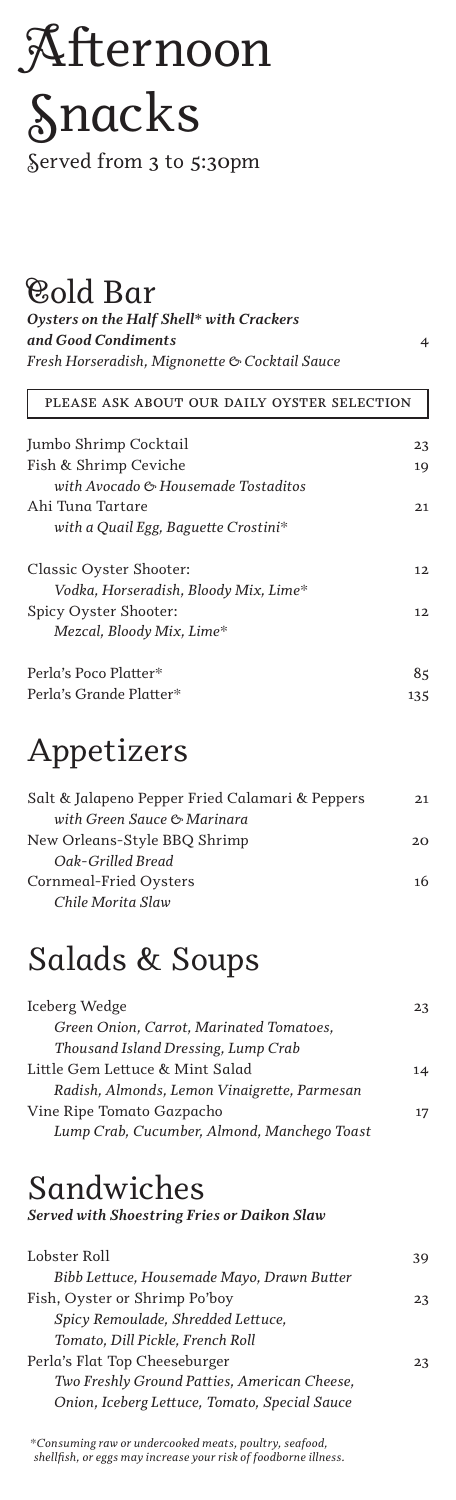# Afternoon Snacks

Served from 3 to 5:30pm

## Cold Bar

***Oysters on the Half Shell\* with Crackers and Good Condiments*** 4
*Fresh Horseradish, Mignonette & Cocktail Sauce*

PLEASE ASK ABOUT OUR DAILY OYSTER SELECTION

| | |
|---|---|
| Jumbo Shrimp Cocktail | 23 |
| Fish & Shrimp Ceviche<br>*with Avocado & Housemade Tostaditos* | 19 |
| Ahi Tuna Tartare<br>*with a Quail Egg, Baguette Crostini\** | 21 |
| Classic Oyster Shooter:<br>*Vodka, Horseradish, Bloody Mix, Lime\** | 12 |
| Spicy Oyster Shooter:<br>*Mezcal, Bloody Mix, Lime\** | 12 |
| Perla's Poco Platter\* | 85 |
| Perla's Grande Platter\* | 135 |

## Appetizers

| | |
|---|---|
| Salt & Jalapeno Pepper Fried Calamari & Peppers<br>*with Green Sauce & Marinara* | 21 |
| New Orleans-Style BBQ Shrimp<br>*Oak-Grilled Bread* | 20 |
| Cornmeal-Fried Oysters<br>*Chile Morita Slaw* | 16 |

## Salads & Soups

| | |
|---|---|
| Iceberg Wedge<br>*Green Onion, Carrot, Marinated Tomatoes, Thousand Island Dressing, Lump Crab* | 23 |
| Little Gem Lettuce & Mint Salad<br>*Radish, Almonds, Lemon Vinaigrette, Parmesan* | 14 |
| Vine Ripe Tomato Gazpacho<br>*Lump Crab, Cucumber, Almond, Manchego Toast* | 17 |

## Sandwiches

***Served with Shoestring Fries or Daikon Slaw***

| | |
|---|---|
| Lobster Roll<br>*Bibb Lettuce, Housemade Mayo, Drawn Butter* | 39 |
| Fish, Oyster or Shrimp Po'boy<br>*Spicy Remoulade, Shredded Lettuce, Tomato, Dill Pickle, French Roll* | 23 |
| Perla's Flat Top Cheeseburger<br>*Two Freshly Ground Patties, American Cheese, Onion, Iceberg Lettuce, Tomato, Special Sauce* | 23 |

*\*Consuming raw or undercooked meats, poultry, seafood, shellfish, or eggs may increase your risk of foodborne illness.*